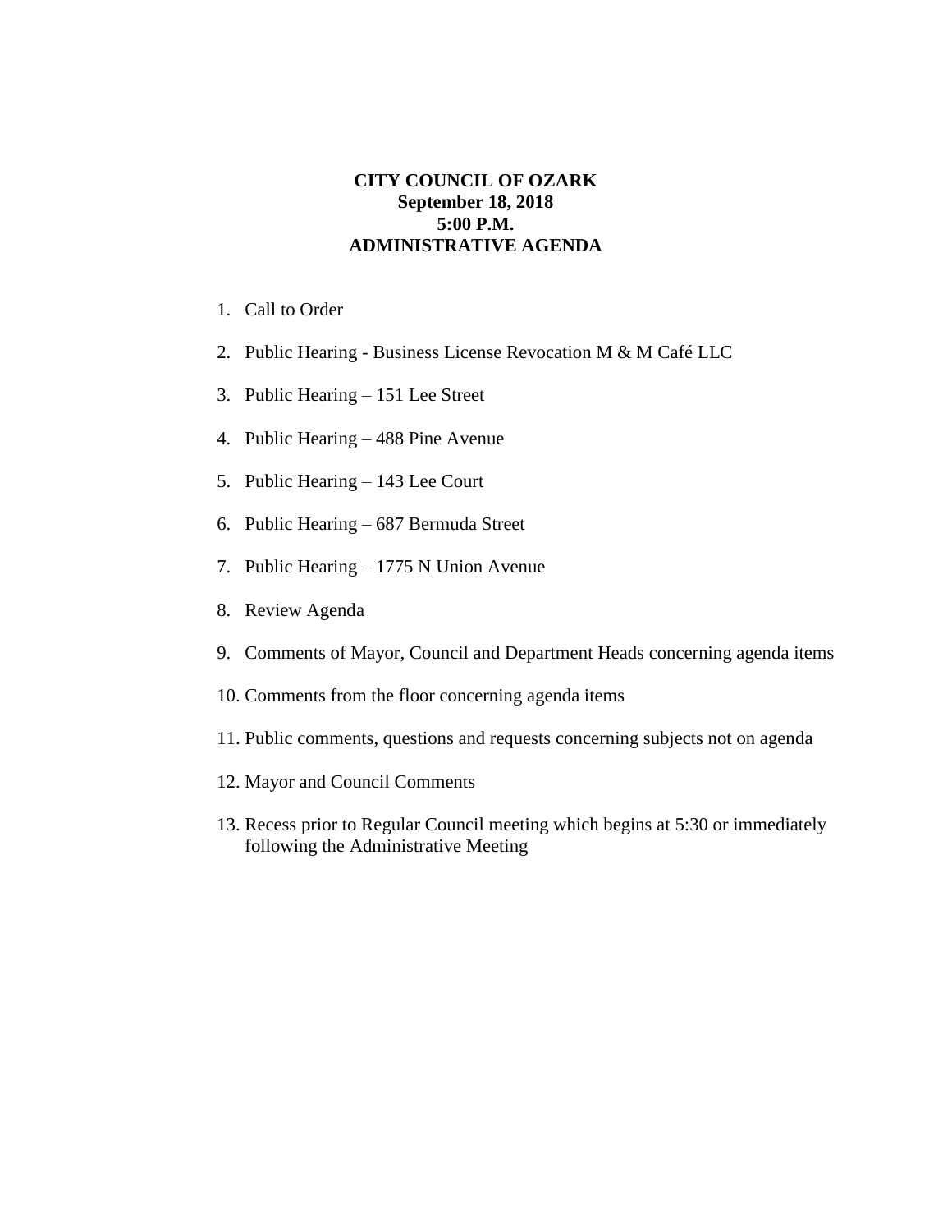**CITY COUNCIL OF OZARK**
**September 18, 2018**
**5:00 P.M.**
**ADMINISTRATIVE AGENDA**

1. Call to Order
2. Public Hearing - Business License Revocation M & M Café LLC
3. Public Hearing – 151 Lee Street
4. Public Hearing – 488 Pine Avenue
5. Public Hearing – 143 Lee Court
6. Public Hearing – 687 Bermuda Street
7. Public Hearing – 1775 N Union Avenue
8. Review Agenda
9. Comments of Mayor, Council and Department Heads concerning agenda items
10. Comments from the floor concerning agenda items
11. Public comments, questions and requests concerning subjects not on agenda
12. Mayor and Council Comments
13. Recess prior to Regular Council meeting which begins at 5:30 or immediately following the Administrative Meeting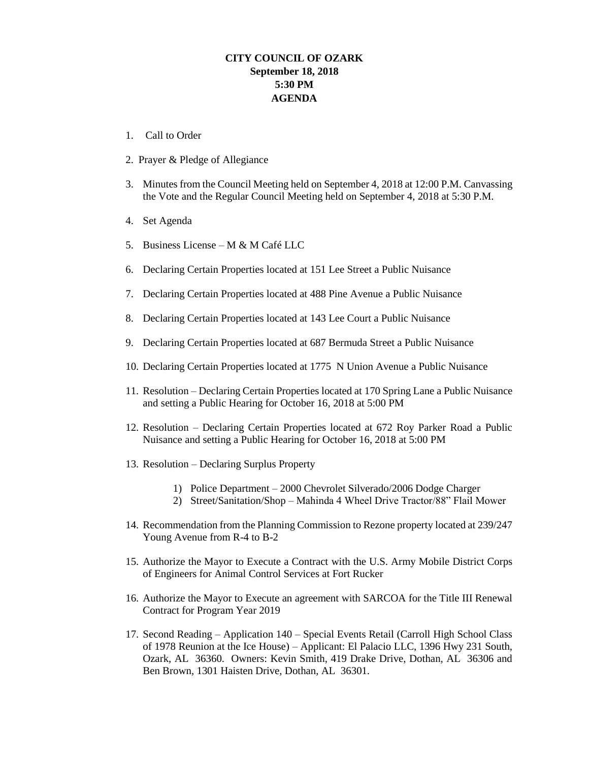**CITY COUNCIL OF OZARK**
**September 18, 2018**
**5:30 PM**
**AGENDA**

1. Call to Order
2. Prayer & Pledge of Allegiance
3. Minutes from the Council Meeting held on September 4, 2018 at 12:00 P.M. Canvassing the Vote and the Regular Council Meeting held on September 4, 2018 at 5:30 P.M.
4. Set Agenda
5. Business License – M & M Café LLC
6. Declaring Certain Properties located at 151 Lee Street a Public Nuisance
7. Declaring Certain Properties located at 488 Pine Avenue a Public Nuisance
8. Declaring Certain Properties located at 143 Lee Court a Public Nuisance
9. Declaring Certain Properties located at 687 Bermuda Street a Public Nuisance
10. Declaring Certain Properties located at 1775 N Union Avenue a Public Nuisance
11. Resolution – Declaring Certain Properties located at 170 Spring Lane a Public Nuisance and setting a Public Hearing for October 16, 2018 at 5:00 PM
12. Resolution – Declaring Certain Properties located at 672 Roy Parker Road a Public Nuisance and setting a Public Hearing for October 16, 2018 at 5:00 PM
13. Resolution – Declaring Surplus Property
    1) Police Department – 2000 Chevrolet Silverado/2006 Dodge Charger
    2) Street/Sanitation/Shop – Mahinda 4 Wheel Drive Tractor/88" Flail Mower
14. Recommendation from the Planning Commission to Rezone property located at 239/247 Young Avenue from R-4 to B-2
15. Authorize the Mayor to Execute a Contract with the U.S. Army Mobile District Corps of Engineers for Animal Control Services at Fort Rucker
16. Authorize the Mayor to Execute an agreement with SARCOA for the Title III Renewal Contract for Program Year 2019
17. Second Reading – Application 140 – Special Events Retail (Carroll High School Class of 1978 Reunion at the Ice House) – Applicant: El Palacio LLC, 1396 Hwy 231 South, Ozark, AL 36360. Owners: Kevin Smith, 419 Drake Drive, Dothan, AL 36306 and Ben Brown, 1301 Haisten Drive, Dothan, AL 36301.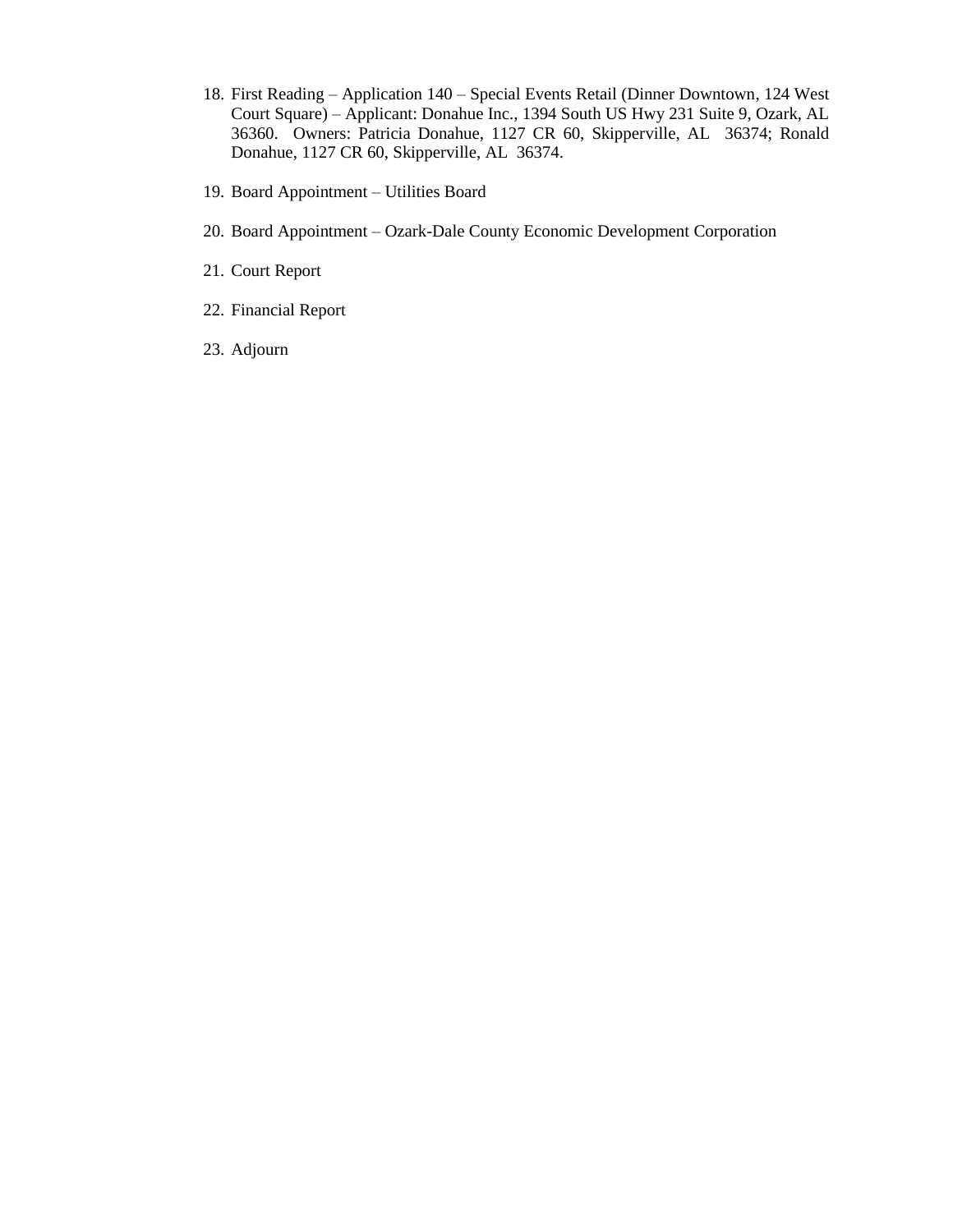18. First Reading – Application 140 – Special Events Retail (Dinner Downtown, 124 West Court Square) – Applicant: Donahue Inc., 1394 South US Hwy 231 Suite 9, Ozark, AL 36360. Owners: Patricia Donahue, 1127 CR 60, Skipperville, AL 36374; Ronald Donahue, 1127 CR 60, Skipperville, AL 36374.

19. Board Appointment – Utilities Board

20. Board Appointment – Ozark-Dale County Economic Development Corporation

21. Court Report

22. Financial Report

23. Adjourn